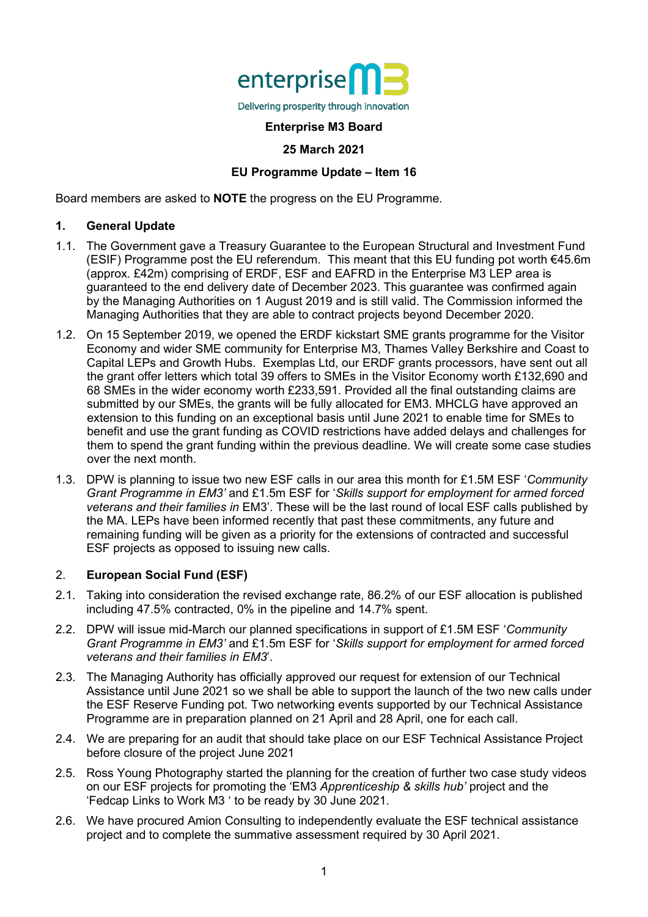**Enterprise M3 Board**

**25 March 2021**

**EU Programme Update – Item 16**

Board members are asked to **NOTE** the progress on the EU Programme.

## 1. General Update

1.1. The Government gave a Treasury Guarantee to the European Structural and Investment Fund (ESIF) Programme post the EU referendum. This meant that this EU funding pot worth €45.6m (approx. £42m) comprising of ERDF, ESF and EAFRD in the Enterprise M3 LEP area is guaranteed to the end delivery date of December 2023. This guarantee was confirmed again by the Managing Authorities on 1 August 2019 and is still valid. The Commission informed the Managing Authorities that they are able to contract projects beyond December 2020.

1.2. On 15 September 2019, we opened the ERDF kickstart SME grants programme for the Visitor Economy and wider SME community for Enterprise M3, Thames Valley Berkshire and Coast to Capital LEPs and Growth Hubs. Exemplas Ltd, our ERDF grants processors, have sent out all the grant offer letters which total 39 offers to SMEs in the Visitor Economy worth £132,690 and 68 SMEs in the wider economy worth £233,591. Provided all the final outstanding claims are submitted by our SMEs, the grants will be fully allocated for EM3. MHCLG have approved an extension to this funding on an exceptional basis until June 2021 to enable time for SMEs to benefit and use the grant funding as COVID restrictions have added delays and challenges for them to spend the grant funding within the previous deadline. We will create some case studies over the next month.

1.3. DPW is planning to issue two new ESF calls in our area this month for £1.5M ESF '*Community Grant Programme in EM3'* and £1.5m ESF for '*Skills support for employment for armed forced veterans and their families in* EM3'. These will be the last round of local ESF calls published by the MA. LEPs have been informed recently that past these commitments, any future and remaining funding will be given as a priority for the extensions of contracted and successful ESF projects as opposed to issuing new calls.

## 2. European Social Fund (ESF)

2.1. Taking into consideration the revised exchange rate, 86.2% of our ESF allocation is published including 47.5% contracted, 0% in the pipeline and 14.7% spent.

2.2. DPW will issue mid-March our planned specifications in support of £1.5M ESF '*Community Grant Programme in EM3'* and £1.5m ESF for '*Skills support for employment for armed forced veterans and their families in EM3*'.

2.3. The Managing Authority has officially approved our request for extension of our Technical Assistance until June 2021 so we shall be able to support the launch of the two new calls under the ESF Reserve Funding pot. Two networking events supported by our Technical Assistance Programme are in preparation planned on 21 April and 28 April, one for each call.

2.4. We are preparing for an audit that should take place on our ESF Technical Assistance Project before closure of the project June 2021

2.5. Ross Young Photography started the planning for the creation of further two case study videos on our ESF projects for promoting the 'EM3 *Apprenticeship & skills hub'* project and the 'Fedcap Links to Work M3 ' to be ready by 30 June 2021.

2.6. We have procured Amion Consulting to independently evaluate the ESF technical assistance project and to complete the summative assessment required by 30 April 2021.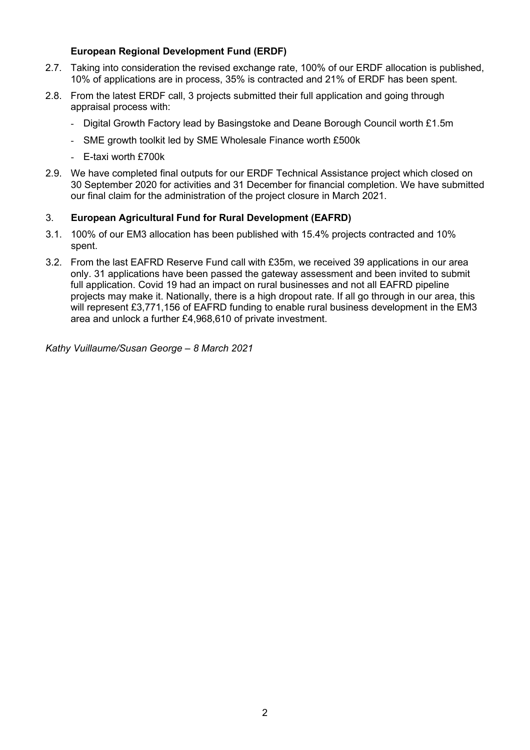### European Regional Development Fund (ERDF)

2.7. Taking into consideration the revised exchange rate, 100% of our ERDF allocation is published, 10% of applications are in process, 35% is contracted and 21% of ERDF has been spent.

2.8. From the latest ERDF call, 3 projects submitted their full application and going through appraisal process with:

- Digital Growth Factory lead by Basingstoke and Deane Borough Council worth £1.5m
- SME growth toolkit led by SME Wholesale Finance worth £500k
- E-taxi worth £700k

2.9. We have completed final outputs for our ERDF Technical Assistance project which closed on 30 September 2020 for activities and 31 December for financial completion. We have submitted our final claim for the administration of the project closure in March 2021.

## 3. European Agricultural Fund for Rural Development (EAFRD)

3.1. 100% of our EM3 allocation has been published with 15.4% projects contracted and 10% spent.

3.2. From the last EAFRD Reserve Fund call with £35m, we received 39 applications in our area only. 31 applications have been passed the gateway assessment and been invited to submit full application. Covid 19 had an impact on rural businesses and not all EAFRD pipeline projects may make it. Nationally, there is a high dropout rate. If all go through in our area, this will represent £3,771,156 of EAFRD funding to enable rural business development in the EM3 area and unlock a further £4,968,610 of private investment.

*Kathy Vuillaume/Susan George – 8 March 2021*